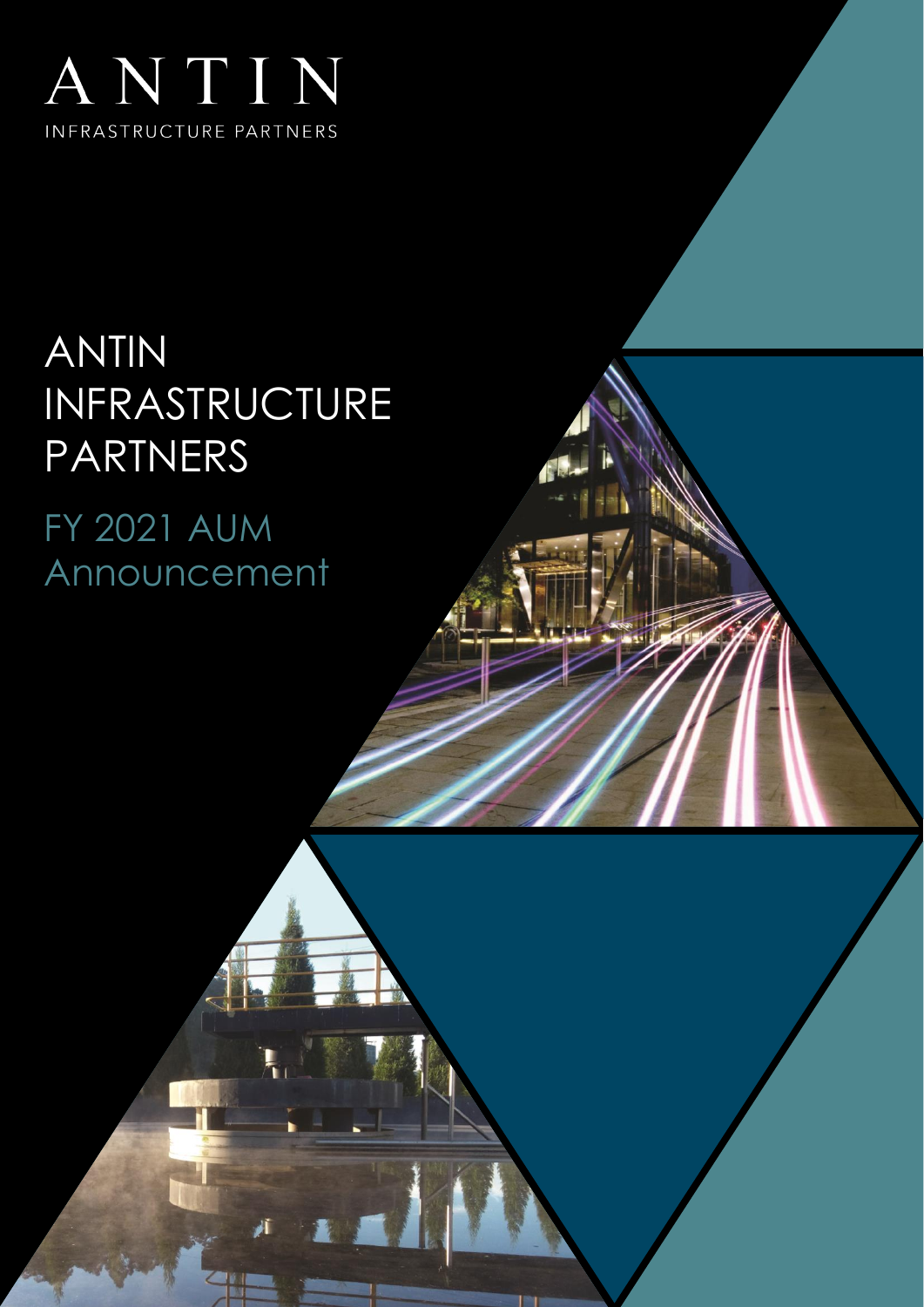ANTIN

INFRASTRUCTURE PARTNERS

# ANTIN INFRASTRUCTURE PARTNERS

## FY 2021 AUM Announcement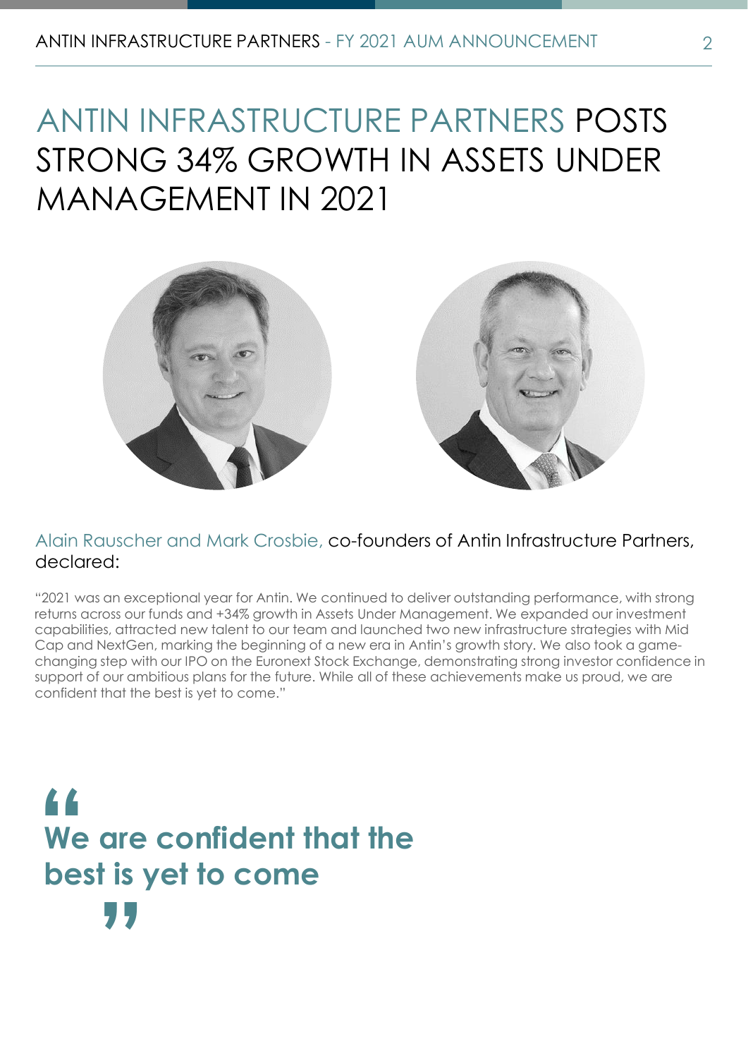# ANTIN INFRASTRUCTURE PARTNERS POSTS STRONG 34% GROWTH IN ASSETS UNDER MANAGEMENT IN 2021

Alain Rauscher and Mark Crosbie, co-founders of Antin Infrastructure Partners, declared:

"2021 was an exceptional year for Antin. We continued to deliver outstanding performance, with strong returns across our funds and +34% growth in Assets Under Management. We expanded our investment capabilities, attracted new talent to our team and launched two new infrastructure strategies with Mid Cap and NextGen, marking the beginning of a new era in Antin's growth story. We also took a game-changing step with our IPO on the Euronext Stock Exchange, demonstrating strong investor confidence in support of our ambitious plans for the future. While all of these achievements make us proud, we are confident that the best is yet to come."

> **"We are confident that the best is yet to come"**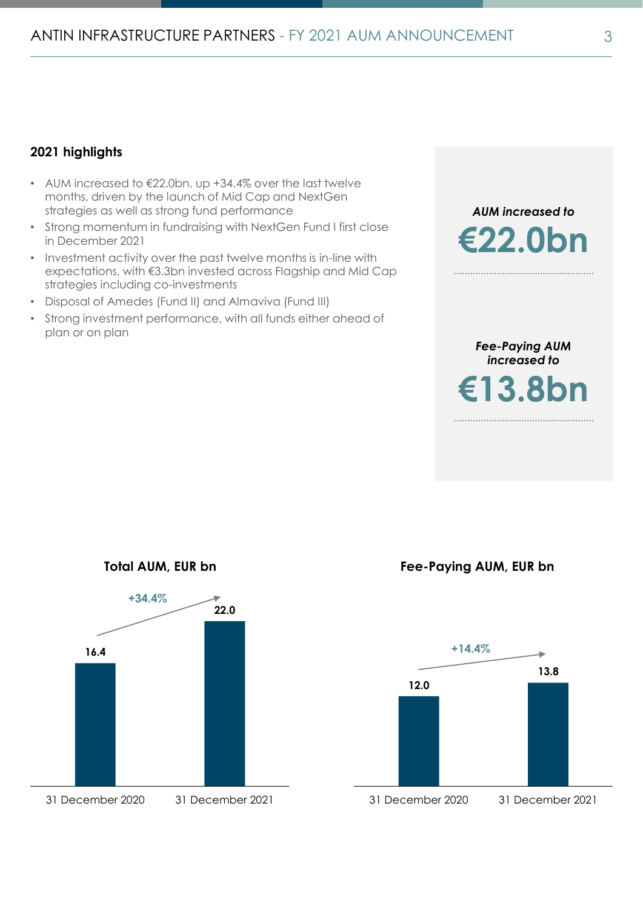## 2021 highlights

- AUM increased to €22.0bn, up +34.4% over the last twelve months, driven by the launch of Mid Cap and NextGen strategies as well as strong fund performance
- Strong momentum in fundraising with NextGen Fund I first close in December 2021
- Investment activity over the past twelve months is in-line with expectations, with €3.3bn invested across Flagship and Mid Cap strategies including co-investments
- Disposal of Amedes (Fund II) and Almaviva (Fund III)
- Strong investment performance, with all funds either ahead of plan or on plan

*AUM increased to*

**€22.0bn**

*Fee-Paying AUM increased to*

**€13.8bn**

**Total AUM, EUR bn**

| | 31 December 2020 | 31 December 2021 |
|---|---|---|
| Total AUM | 16.4 | 22.0 |

+34.4%

**Fee-Paying AUM, EUR bn**

| | 31 December 2020 | 31 December 2021 |
|---|---|---|
| Fee-Paying AUM | 12.0 | 13.8 |

+14.4%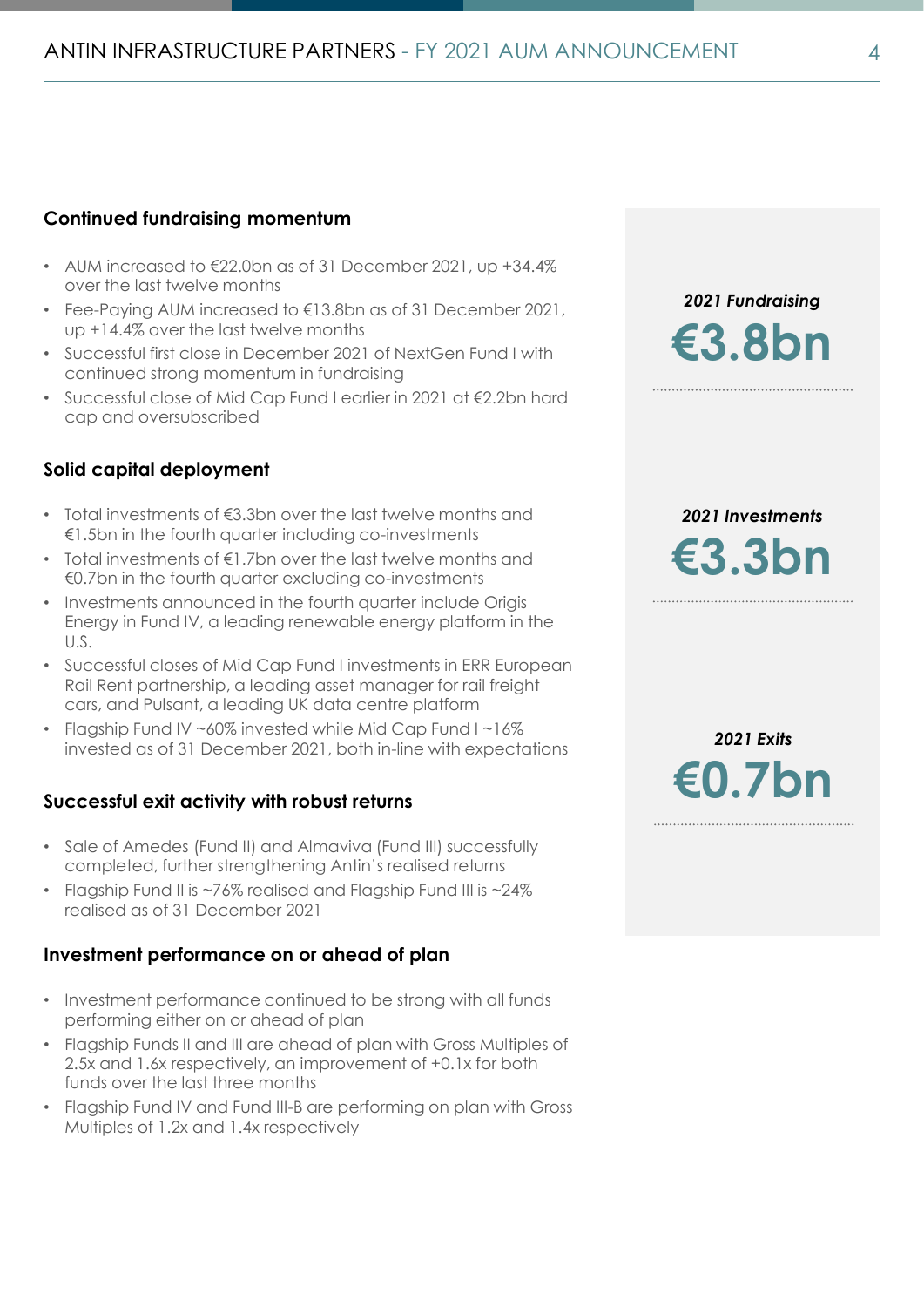## Continued fundraising momentum

- AUM increased to €22.0bn as of 31 December 2021, up +34.4% over the last twelve months
- Fee-Paying AUM increased to €13.8bn as of 31 December 2021, up +14.4% over the last twelve months
- Successful first close in December 2021 of NextGen Fund I with continued strong momentum in fundraising
- Successful close of Mid Cap Fund I earlier in 2021 at €2.2bn hard cap and oversubscribed

## Solid capital deployment

- Total investments of €3.3bn over the last twelve months and €1.5bn in the fourth quarter including co-investments
- Total investments of €1.7bn over the last twelve months and €0.7bn in the fourth quarter excluding co-investments
- Investments announced in the fourth quarter include Origis Energy in Fund IV, a leading renewable energy platform in the U.S.
- Successful closes of Mid Cap Fund I investments in ERR European Rail Rent partnership, a leading asset manager for rail freight cars, and Pulsant, a leading UK data centre platform
- Flagship Fund IV ~60% invested while Mid Cap Fund I ~16% invested as of 31 December 2021, both in-line with expectations

## Successful exit activity with robust returns

- Sale of Amedes (Fund II) and Almaviva (Fund III) successfully completed, further strengthening Antin's realised returns
- Flagship Fund II is ~76% realised and Flagship Fund III is ~24% realised as of 31 December 2021

## Investment performance on or ahead of plan

- Investment performance continued to be strong with all funds performing either on or ahead of plan
- Flagship Funds II and III are ahead of plan with Gross Multiples of 2.5x and 1.6x respectively, an improvement of +0.1x for both funds over the last three months
- Flagship Fund IV and Fund III-B are performing on plan with Gross Multiples of 1.2x and 1.4x respectively

***2021 Fundraising***

**€3.8bn**

***2021 Investments***

**€3.3bn**

***2021 Exits***

**€0.7bn**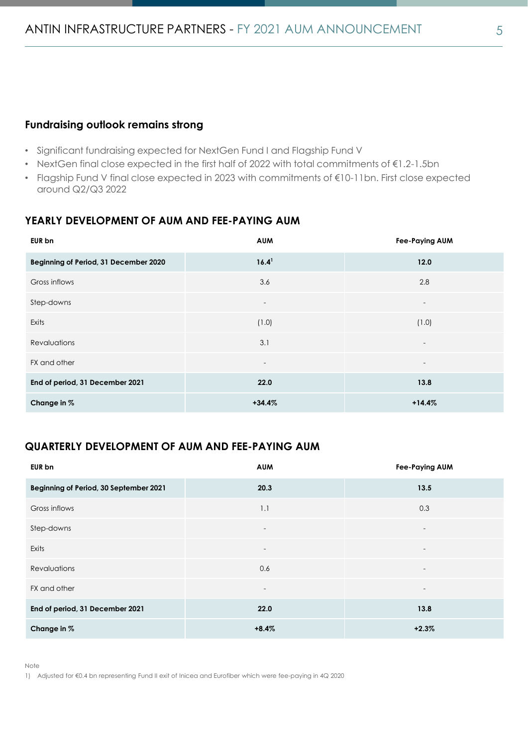## Fundraising outlook remains strong

- Significant fundraising expected for NextGen Fund I and Flagship Fund V
- NextGen final close expected in the first half of 2022 with total commitments of €1.2-1.5bn
- Flagship Fund V final close expected in 2023 with commitments of €10-11bn. First close expected around Q2/Q3 2022

## YEARLY DEVELOPMENT OF AUM AND FEE-PAYING AUM

| EUR bn | AUM | Fee-Paying AUM |
|---|---|---|
| **Beginning of Period, 31 December 2020** | **16.4[1]** | **12.0** |
| Gross inflows | 3.6 | 2.8 |
| Step-downs | - | - |
| Exits | (1.0) | (1.0) |
| Revaluations | 3.1 | - |
| FX and other | - | - |
| **End of period, 31 December 2021** | **22.0** | **13.8** |
| **Change in %** | **+34.4%** | **+14.4%** |

## QUARTERLY DEVELOPMENT OF AUM AND FEE-PAYING AUM

| EUR bn | AUM | Fee-Paying AUM |
|---|---|---|
| **Beginning of Period, 30 September 2021** | **20.3** | **13.5** |
| Gross inflows | 1.1 | 0.3 |
| Step-downs | - | - |
| Exits | - | - |
| Revaluations | 0.6 | - |
| FX and other | - | - |
| **End of period, 31 December 2021** | **22.0** | **13.8** |
| **Change in %** | **+8.4%** | **+2.3%** |

Note

1) Adjusted for €0.4 bn representing Fund II exit of Inicea and Eurofiber which were fee-paying in 4Q 2020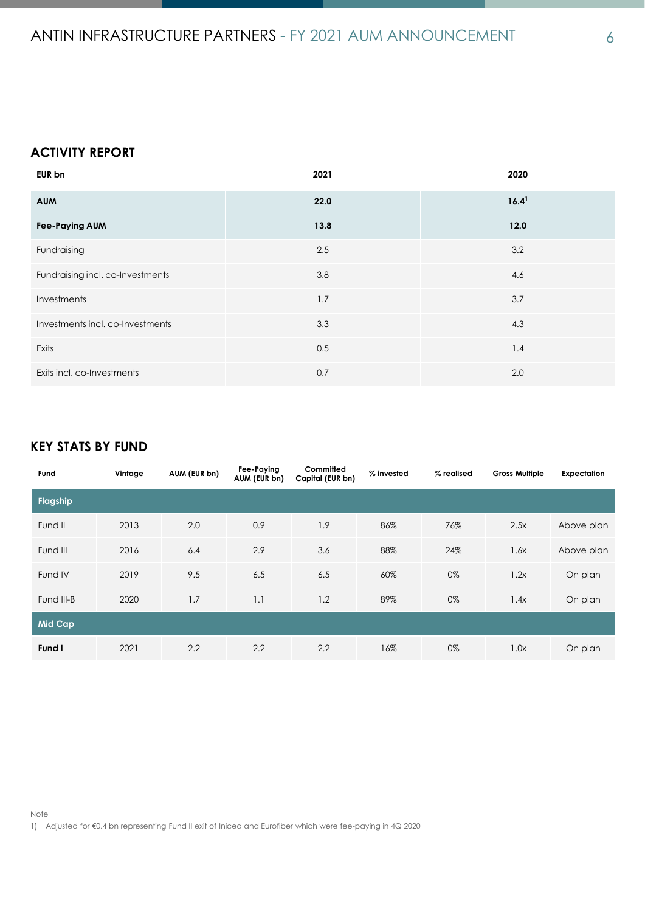## ACTIVITY REPORT

| EUR bn | 2021 | 2020 |
|---|---|---|
| **AUM** | **22.0** | **16.4**[1] |
| **Fee-Paying AUM** | **13.8** | **12.0** |
| Fundraising | 2.5 | 3.2 |
| Fundraising incl. co-Investments | 3.8 | 4.6 |
| Investments | 1.7 | 3.7 |
| Investments incl. co-Investments | 3.3 | 4.3 |
| Exits | 0.5 | 1.4 |
| Exits incl. co-Investments | 0.7 | 2.0 |

## KEY STATS BY FUND

| Fund | Vintage | AUM (EUR bn) | Fee-Paying AUM (EUR bn) | Committed Capital (EUR bn) | % invested | % realised | Gross Multiple | Expectation |
|---|---|---|---|---|---|---|---|---|
| **Flagship** | | | | | | | | |
| Fund II | 2013 | 2.0 | 0.9 | 1.9 | 86% | 76% | 2.5x | Above plan |
| Fund III | 2016 | 6.4 | 2.9 | 3.6 | 88% | 24% | 1.6x | Above plan |
| Fund IV | 2019 | 9.5 | 6.5 | 6.5 | 60% | 0% | 1.2x | On plan |
| Fund III-B | 2020 | 1.7 | 1.1 | 1.2 | 89% | 0% | 1.4x | On plan |
| **Mid Cap** | | | | | | | | |
| **Fund I** | 2021 | 2.2 | 2.2 | 2.2 | 16% | 0% | 1.0x | On plan |

Note

1) Adjusted for €0.4 bn representing Fund II exit of Inicea and Eurofiber which were fee-paying in 4Q 2020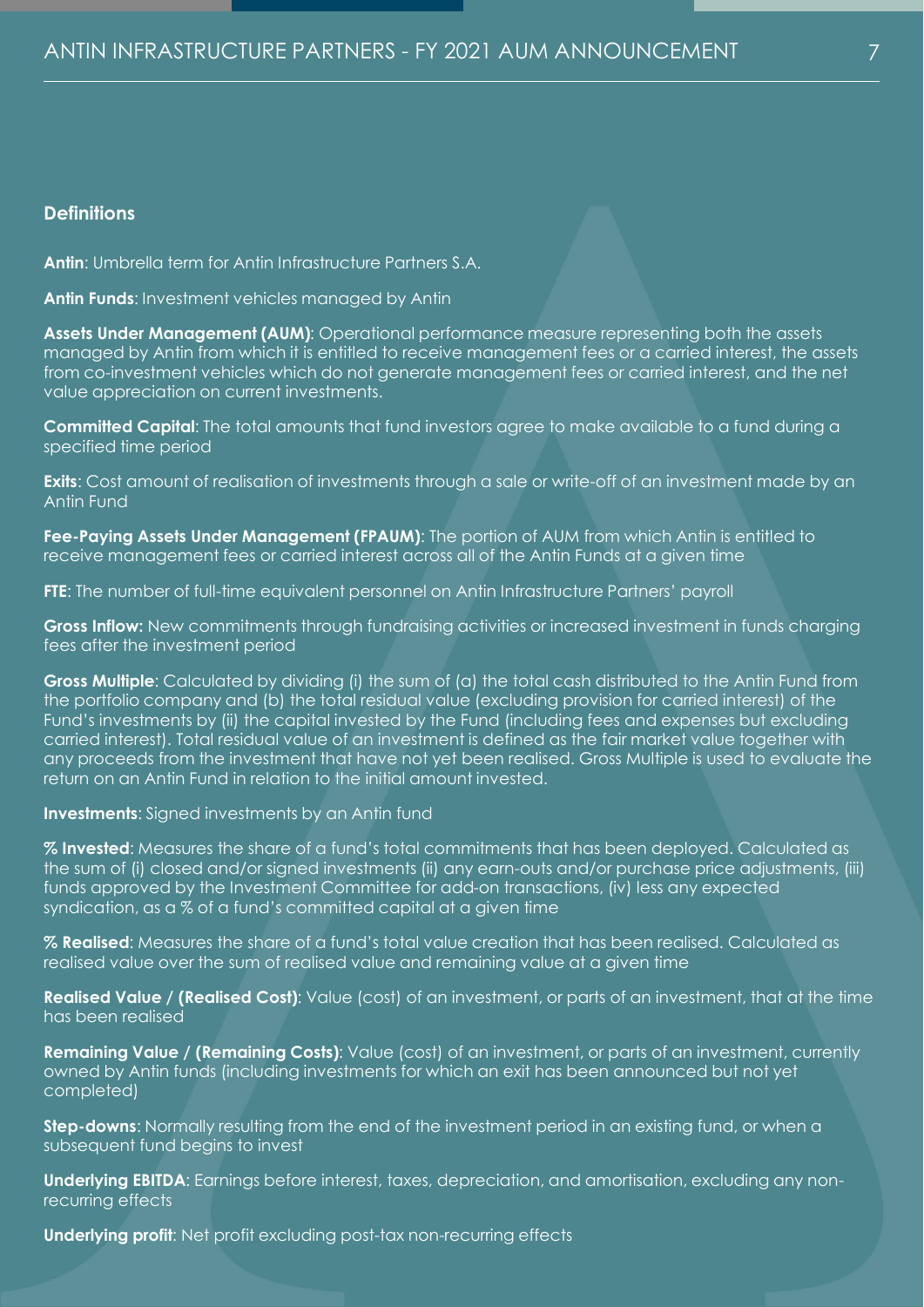## Definitions

**Antin**: Umbrella term for Antin Infrastructure Partners S.A.

**Antin Funds**: Investment vehicles managed by Antin

**Assets Under Management (AUM)**: Operational performance measure representing both the assets managed by Antin from which it is entitled to receive management fees or a carried interest, the assets from co-investment vehicles which do not generate management fees or carried interest, and the net value appreciation on current investments.

**Committed Capital**: The total amounts that fund investors agree to make available to a fund during a specified time period

**Exits**: Cost amount of realisation of investments through a sale or write-off of an investment made by an Antin Fund

**Fee-Paying Assets Under Management (FPAUM)**: The portion of AUM from which Antin is entitled to receive management fees or carried interest across all of the Antin Funds at a given time

**FTE**: The number of full-time equivalent personnel on Antin Infrastructure Partners' payroll

**Gross Inflow:** New commitments through fundraising activities or increased investment in funds charging fees after the investment period

**Gross Multiple**: Calculated by dividing (i) the sum of (a) the total cash distributed to the Antin Fund from the portfolio company and (b) the total residual value (excluding provision for carried interest) of the Fund's investments by (ii) the capital invested by the Fund (including fees and expenses but excluding carried interest). Total residual value of an investment is defined as the fair market value together with any proceeds from the investment that have not yet been realised. Gross Multiple is used to evaluate the return on an Antin Fund in relation to the initial amount invested.

**Investments**: Signed investments by an Antin fund

**% Invested**: Measures the share of a fund's total commitments that has been deployed. Calculated as the sum of (i) closed and/or signed investments (ii) any earn-outs and/or purchase price adjustments, (iii) funds approved by the Investment Committee for add-on transactions, (iv) less any expected syndication, as a % of a fund's committed capital at a given time

**% Realised**: Measures the share of a fund's total value creation that has been realised. Calculated as realised value over the sum of realised value and remaining value at a given time

**Realised Value / (Realised Cost)**: Value (cost) of an investment, or parts of an investment, that at the time has been realised

**Remaining Value / (Remaining Costs)**: Value (cost) of an investment, or parts of an investment, currently owned by Antin funds (including investments for which an exit has been announced but not yet completed)

**Step-downs**: Normally resulting from the end of the investment period in an existing fund, or when a subsequent fund begins to invest

**Underlying EBITDA**: Earnings before interest, taxes, depreciation, and amortisation, excluding any non-recurring effects

**Underlying profit**: Net profit excluding post-tax non-recurring effects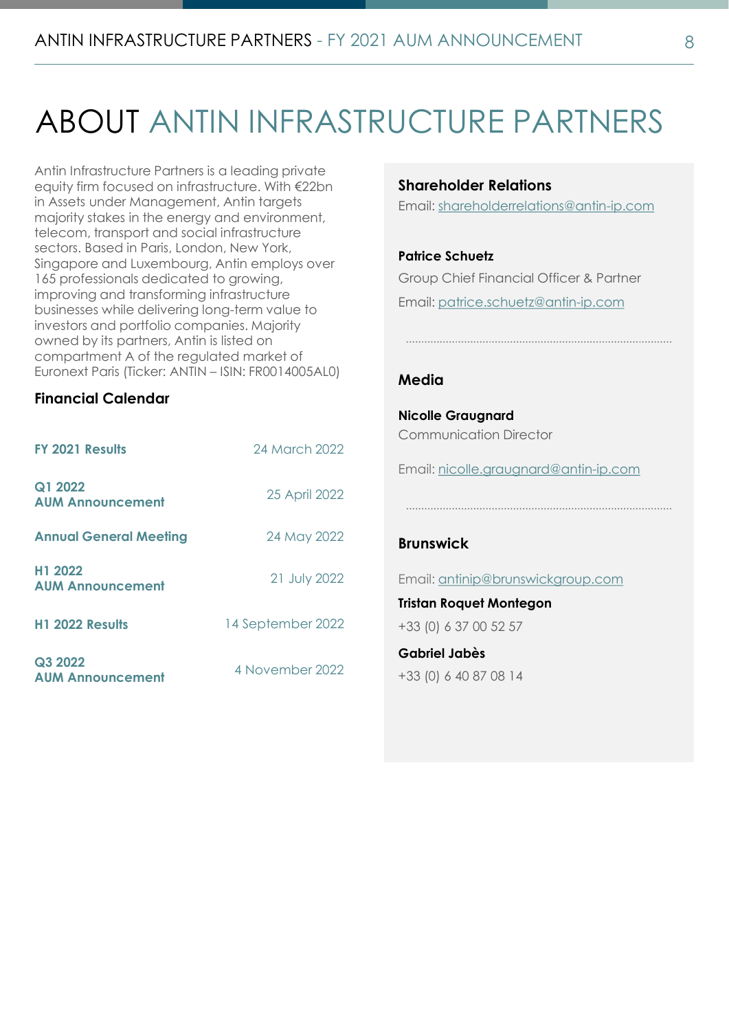# ABOUT ANTIN INFRASTRUCTURE PARTNERS

Antin Infrastructure Partners is a leading private equity firm focused on infrastructure. With €22bn in Assets under Management, Antin targets majority stakes in the energy and environment, telecom, transport and social infrastructure sectors. Based in Paris, London, New York, Singapore and Luxembourg, Antin employs over 165 professionals dedicated to growing, improving and transforming infrastructure businesses while delivering long-term value to investors and portfolio companies. Majority owned by its partners, Antin is listed on compartment A of the regulated market of Euronext Paris (Ticker: ANTIN – ISIN: FR0014005AL0)

### Financial Calendar

| | |
|---|---|
| **FY 2021 Results** | 24 March 2022 |
| **Q1 2022 AUM Announcement** | 25 April 2022 |
| **Annual General Meeting** | 24 May 2022 |
| **H1 2022 AUM Announcement** | 21 July 2022 |
| **H1 2022 Results** | 14 September 2022 |
| **Q3 2022 AUM Announcement** | 4 November 2022 |

### Shareholder Relations

Email: shareholderrelations@antin-ip.com

**Patrice Schuetz**
Group Chief Financial Officer & Partner
Email: patrice.schuetz@antin-ip.com

### Media

**Nicolle Graugnard**
Communication Director

Email: nicolle.graugnard@antin-ip.com

### Brunswick

Email: antinip@brunswickgroup.com

**Tristan Roquet Montegon**
+33 (0) 6 37 00 52 57

**Gabriel Jabès**
+33 (0) 6 40 87 08 14